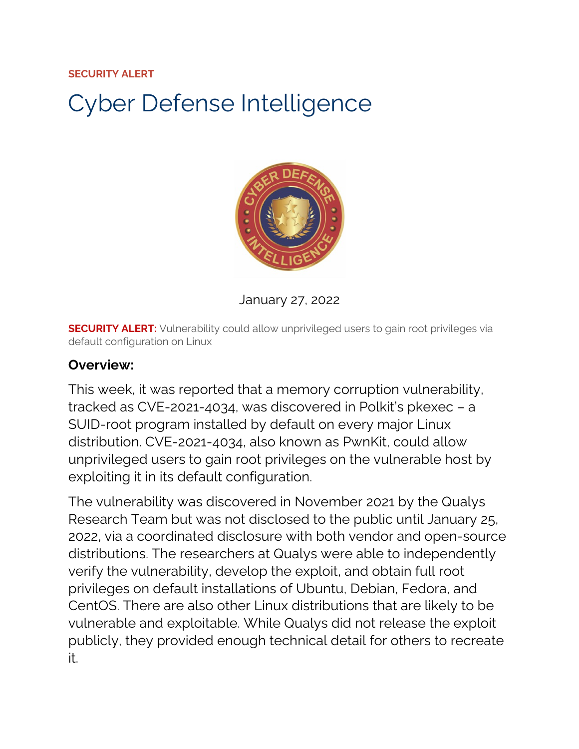**SECURITY ALERT**

# Cyber Defense Intelligence

January 27, 2022

**SECURITY ALERT:** Vulnerability could allow unprivileged users to gain root privileges via default configuration on Linux

**Overview:**

This week, it was reported that a memory corruption vulnerability, tracked as CVE-2021-4034, was discovered in Polkit's pkexec – a SUID-root program installed by default on every major Linux distribution. CVE-2021-4034, also known as PwnKit, could allow unprivileged users to gain root privileges on the vulnerable host by exploiting it in its default configuration.

The vulnerability was discovered in November 2021 by the Qualys Research Team but was not disclosed to the public until January 25, 2022, via a coordinated disclosure with both vendor and open-source distributions. The researchers at Qualys were able to independently verify the vulnerability, develop the exploit, and obtain full root privileges on default installations of Ubuntu, Debian, Fedora, and CentOS. There are also other Linux distributions that are likely to be vulnerable and exploitable. While Qualys did not release the exploit publicly, they provided enough technical detail for others to recreate it.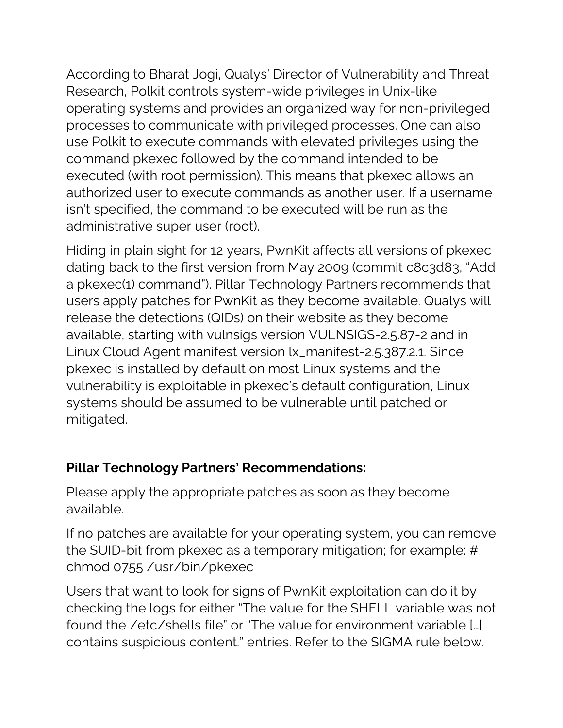According to Bharat Jogi, Qualys' Director of Vulnerability and Threat Research, Polkit controls system-wide privileges in Unix-like operating systems and provides an organized way for non-privileged processes to communicate with privileged processes. One can also use Polkit to execute commands with elevated privileges using the command pkexec followed by the command intended to be executed (with root permission). This means that pkexec allows an authorized user to execute commands as another user. If a username isn't specified, the command to be executed will be run as the administrative super user (root).

Hiding in plain sight for 12 years, PwnKit affects all versions of pkexec dating back to the first version from May 2009 (commit c8c3d83, "Add a pkexec(1) command"). Pillar Technology Partners recommends that users apply patches for PwnKit as they become available. Qualys will release the detections (QIDs) on their website as they become available, starting with vulnsigs version VULNSIGS-2.5.87-2 and in Linux Cloud Agent manifest version lx_manifest-2.5.387.2.1. Since pkexec is installed by default on most Linux systems and the vulnerability is exploitable in pkexec's default configuration, Linux systems should be assumed to be vulnerable until patched or mitigated.

**Pillar Technology Partners' Recommendations:**

Please apply the appropriate patches as soon as they become available.

If no patches are available for your operating system, you can remove the SUID-bit from pkexec as a temporary mitigation; for example: # chmod 0755 /usr/bin/pkexec

Users that want to look for signs of PwnKit exploitation can do it by checking the logs for either "The value for the SHELL variable was not found the /etc/shells file" or "The value for environment variable […] contains suspicious content." entries. Refer to the SIGMA rule below.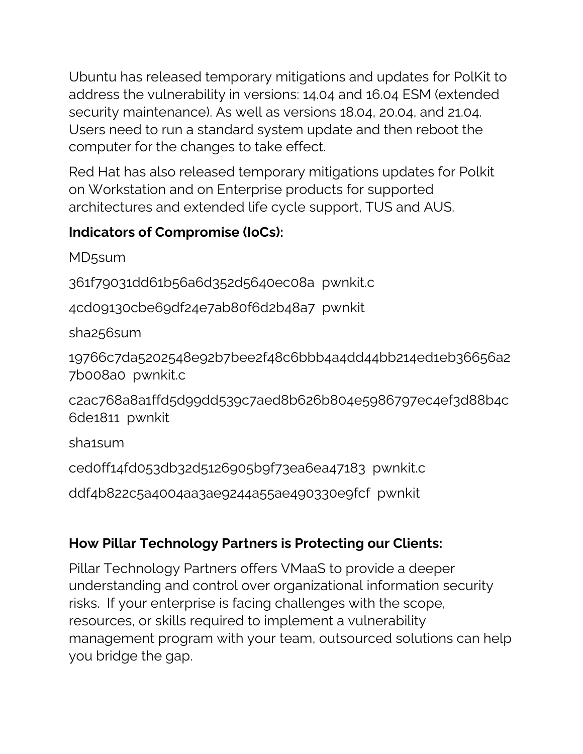Ubuntu has released temporary mitigations and updates for PolKit to address the vulnerability in versions: 14.04 and 16.04 ESM (extended security maintenance). As well as versions 18.04, 20.04, and 21.04. Users need to run a standard system update and then reboot the computer for the changes to take effect.

Red Hat has also released temporary mitigations updates for Polkit on Workstation and on Enterprise products for supported architectures and extended life cycle support, TUS and AUS.

**Indicators of Compromise (IoCs):**

MD5sum

361f79031dd61b56a6d352d5640ec08a  pwnkit.c

4cd09130cbe69df24e7ab80f6d2b48a7  pwnkit

sha256sum

19766c7da5202548e92b7bee2f48c6bbb4a4dd44bb214ed1eb36656a27b008a0  pwnkit.c

c2ac768a8a1ffd5d99dd539c7aed8b626b804e5986797ec4ef3d88b4c6de1811  pwnkit

sha1sum

ced0ff14fd053db32d5126905b9f73ea6ea47183  pwnkit.c

ddf4b822c5a4004aa3ae9244a55ae490330e9fcf  pwnkit

**How Pillar Technology Partners is Protecting our Clients:**

Pillar Technology Partners offers VMaaS to provide a deeper understanding and control over organizational information security risks.  If your enterprise is facing challenges with the scope, resources, or skills required to implement a vulnerability management program with your team, outsourced solutions can help you bridge the gap.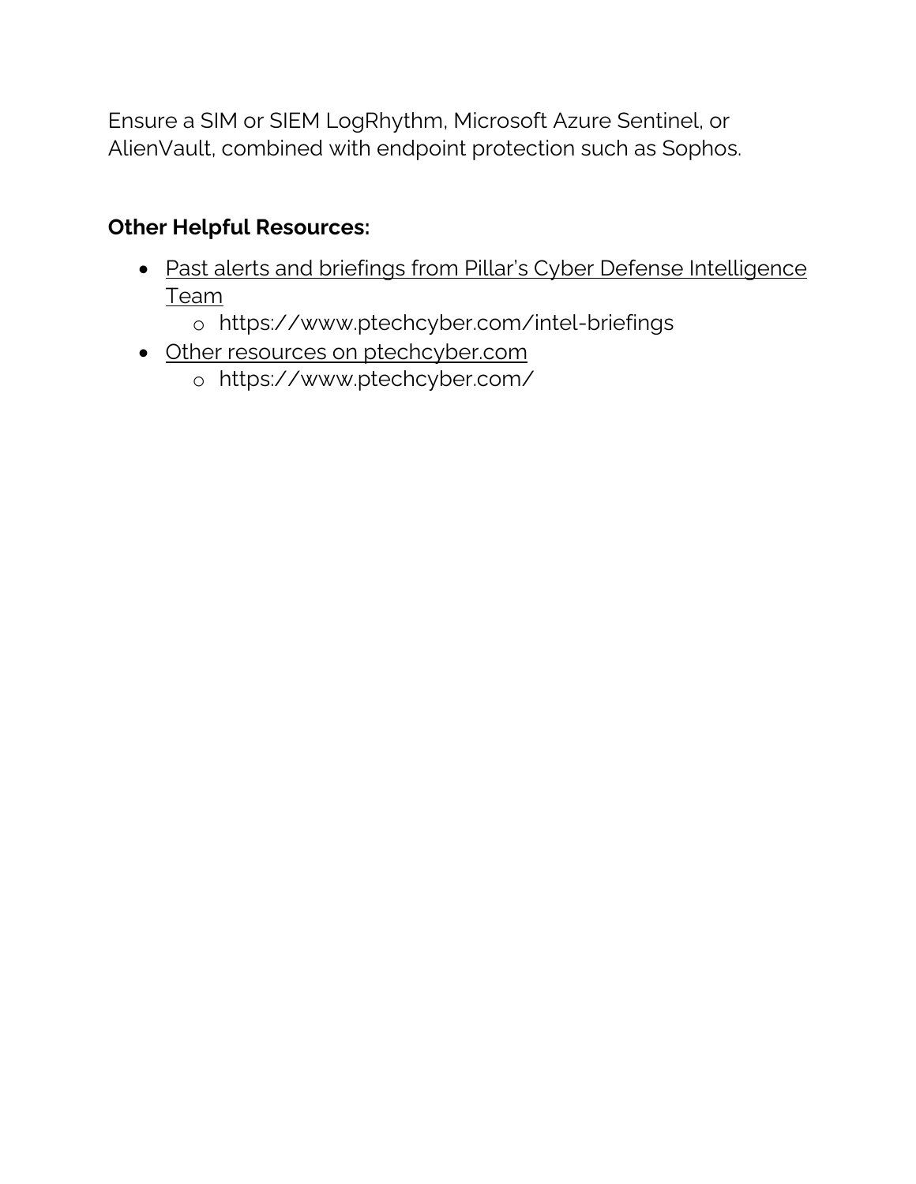Ensure a SIM or SIEM LogRhythm, Microsoft Azure Sentinel, or AlienVault, combined with endpoint protection such as Sophos.

**Other Helpful Resources:**

- <u>Past alerts and briefings from Pillar's Cyber Defense Intelligence Team</u>
  - https://www.ptechcyber.com/intel-briefings
- <u>Other resources on ptechcyber.com</u>
  - https://www.ptechcyber.com/